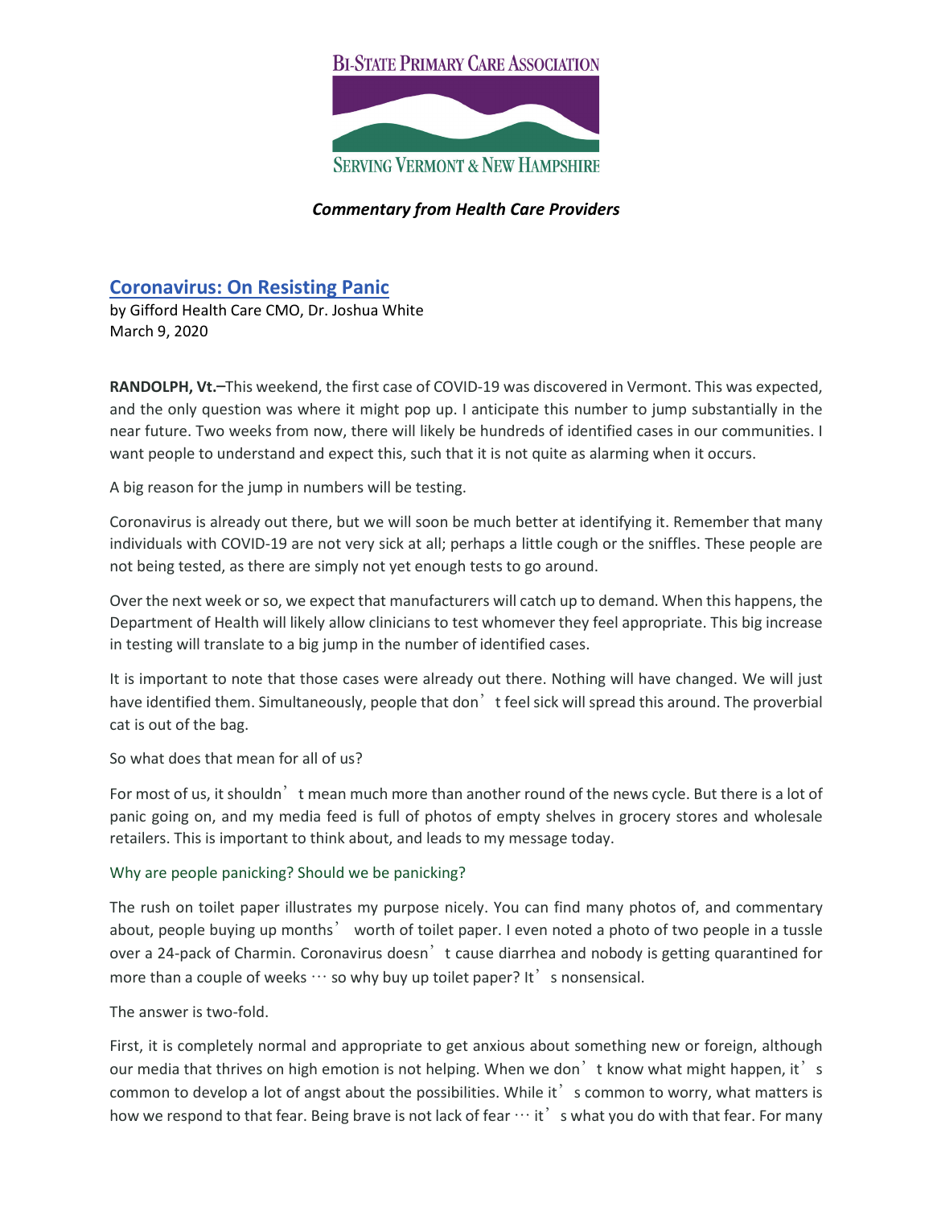**Bi-State Primary Care Association**

**Serving Vermont & New Hampshire**

***Commentary from Health Care Providers***

## Coronavirus: On Resisting Panic

by Gifford Health Care CMO, Dr. Joshua White
March 9, 2020

**RANDOLPH, Vt.–**This weekend, the first case of COVID-19 was discovered in Vermont. This was expected, and the only question was where it might pop up. I anticipate this number to jump substantially in the near future. Two weeks from now, there will likely be hundreds of identified cases in our communities. I want people to understand and expect this, such that it is not quite as alarming when it occurs.

A big reason for the jump in numbers will be testing.

Coronavirus is already out there, but we will soon be much better at identifying it. Remember that many individuals with COVID-19 are not very sick at all; perhaps a little cough or the sniffles. These people are not being tested, as there are simply not yet enough tests to go around.

Over the next week or so, we expect that manufacturers will catch up to demand. When this happens, the Department of Health will likely allow clinicians to test whomever they feel appropriate. This big increase in testing will translate to a big jump in the number of identified cases.

It is important to note that those cases were already out there. Nothing will have changed. We will just have identified them. Simultaneously, people that don't feel sick will spread this around. The proverbial cat is out of the bag.

So what does that mean for all of us?

For most of us, it shouldn't mean much more than another round of the news cycle. But there is a lot of panic going on, and my media feed is full of photos of empty shelves in grocery stores and wholesale retailers. This is important to think about, and leads to my message today.

### Why are people panicking? Should we be panicking?

The rush on toilet paper illustrates my purpose nicely. You can find many photos of, and commentary about, people buying up months' worth of toilet paper. I even noted a photo of two people in a tussle over a 24-pack of Charmin. Coronavirus doesn't cause diarrhea and nobody is getting quarantined for more than a couple of weeks … so why buy up toilet paper? It's nonsensical.

The answer is two-fold.

First, it is completely normal and appropriate to get anxious about something new or foreign, although our media that thrives on high emotion is not helping. When we don't know what might happen, it's common to develop a lot of angst about the possibilities. While it's common to worry, what matters is how we respond to that fear. Being brave is not lack of fear … it's what you do with that fear. For many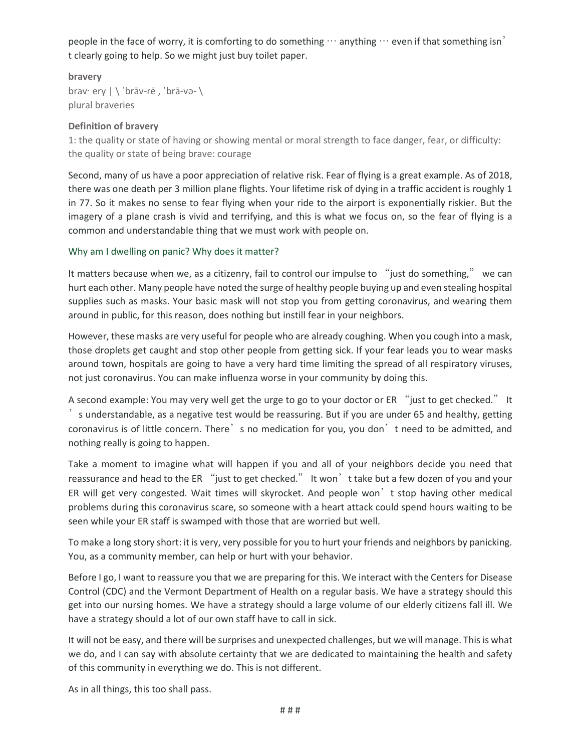people in the face of worry, it is comforting to do something ··· anything ··· even if that something isn't clearly going to help. So we might just buy toilet paper.

**bravery**

brav· ery | \ ˈbrāv-rē , ˈbrā-və- \

plural braveries

**Definition of bravery**

1: the quality or state of having or showing mental or moral strength to face danger, fear, or difficulty: the quality or state of being brave: courage

Second, many of us have a poor appreciation of relative risk. Fear of flying is a great example. As of 2018, there was one death per 3 million plane flights. Your lifetime risk of dying in a traffic accident is roughly 1 in 77. So it makes no sense to fear flying when your ride to the airport is exponentially riskier. But the imagery of a plane crash is vivid and terrifying, and this is what we focus on, so the fear of flying is a common and understandable thing that we must work with people on.

Why am I dwelling on panic? Why does it matter?

It matters because when we, as a citizenry, fail to control our impulse to "just do something," we can hurt each other. Many people have noted the surge of healthy people buying up and even stealing hospital supplies such as masks. Your basic mask will not stop you from getting coronavirus, and wearing them around in public, for this reason, does nothing but instill fear in your neighbors.

However, these masks are very useful for people who are already coughing. When you cough into a mask, those droplets get caught and stop other people from getting sick. If your fear leads you to wear masks around town, hospitals are going to have a very hard time limiting the spread of all respiratory viruses, not just coronavirus. You can make influenza worse in your community by doing this.

A second example: You may very well get the urge to go to your doctor or ER "just to get checked." It's understandable, as a negative test would be reassuring. But if you are under 65 and healthy, getting coronavirus is of little concern. There's no medication for you, you don't need to be admitted, and nothing really is going to happen.

Take a moment to imagine what will happen if you and all of your neighbors decide you need that reassurance and head to the ER "just to get checked." It won't take but a few dozen of you and your ER will get very congested. Wait times will skyrocket. And people won't stop having other medical problems during this coronavirus scare, so someone with a heart attack could spend hours waiting to be seen while your ER staff is swamped with those that are worried but well.

To make a long story short: it is very, very possible for you to hurt your friends and neighbors by panicking. You, as a community member, can help or hurt with your behavior.

Before I go, I want to reassure you that we are preparing for this. We interact with the Centers for Disease Control (CDC) and the Vermont Department of Health on a regular basis. We have a strategy should this get into our nursing homes. We have a strategy should a large volume of our elderly citizens fall ill. We have a strategy should a lot of our own staff have to call in sick.

It will not be easy, and there will be surprises and unexpected challenges, but we will manage. This is what we do, and I can say with absolute certainty that we are dedicated to maintaining the health and safety of this community in everything we do. This is not different.

As in all things, this too shall pass.

# # #